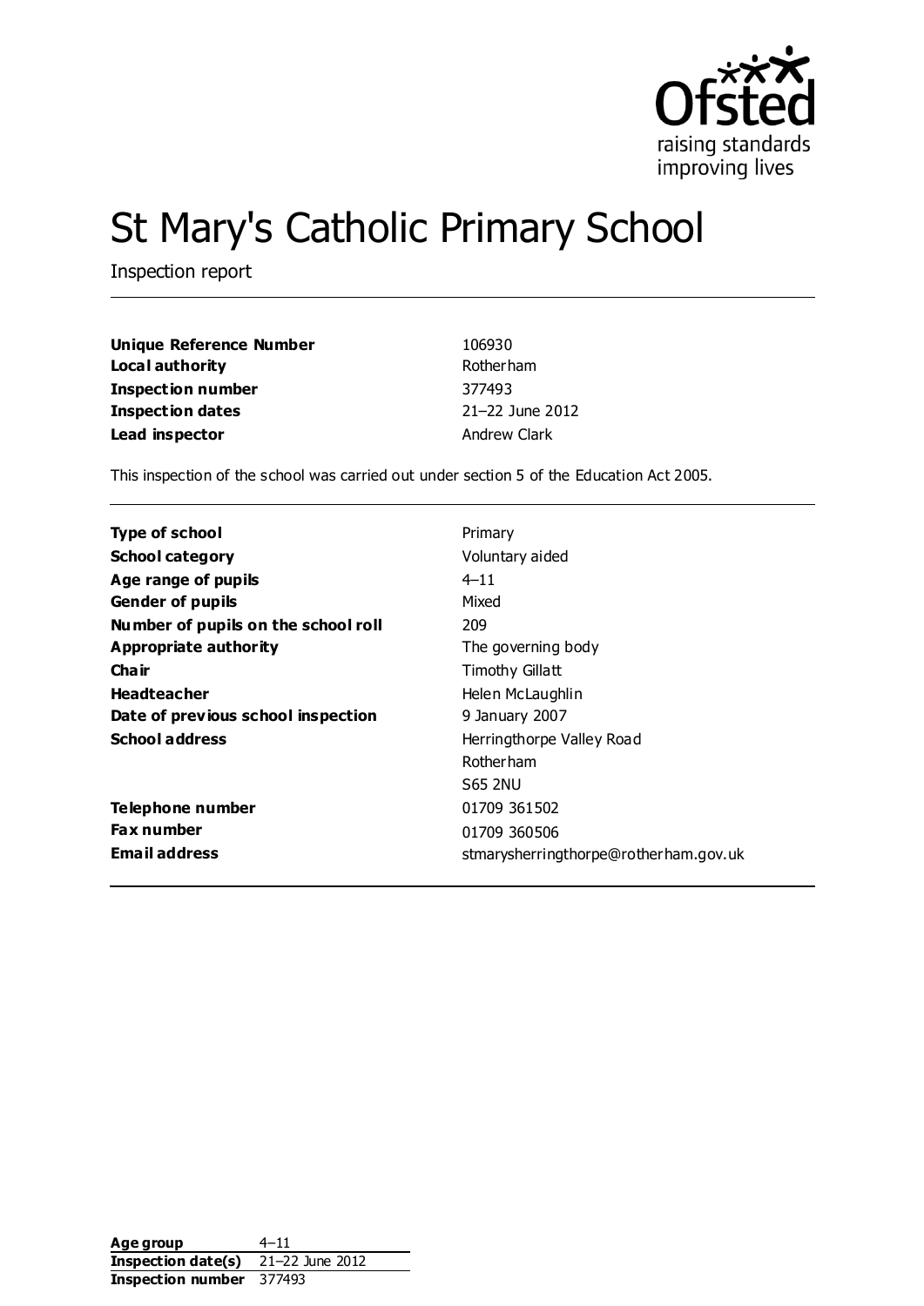# St Mary's Catholic Primary School

Inspection report

| | |
|---|---|
| **Unique Reference Number** | 106930 |
| **Local authority** | Rotherham |
| **Inspection number** | 377493 |
| **Inspection dates** | 21–22 June 2012 |
| **Lead inspector** | Andrew Clark |

This inspection of the school was carried out under section 5 of the Education Act 2005.

| | |
|---|---|
| **Type of school** | Primary |
| **School category** | Voluntary aided |
| **Age range of pupils** | 4–11 |
| **Gender of pupils** | Mixed |
| **Number of pupils on the school roll** | 209 |
| **Appropriate authority** | The governing body |
| **Chair** | Timothy Gillatt |
| **Headteacher** | Helen McLaughlin |
| **Date of previous school inspection** | 9 January 2007 |
| **School address** | Herringthorpe Valley Road<br>Rotherham<br>S65 2NU |
| **Telephone number** | 01709 361502 |
| **Fax number** | 01709 360506 |
| **Email address** | stmarysherringthorpe@rotherham.gov.uk |

| | |
|---|---|
| **Age group** | 4–11 |
| **Inspection date(s)** | 21–22 June 2012 |
| **Inspection number** | 377493 |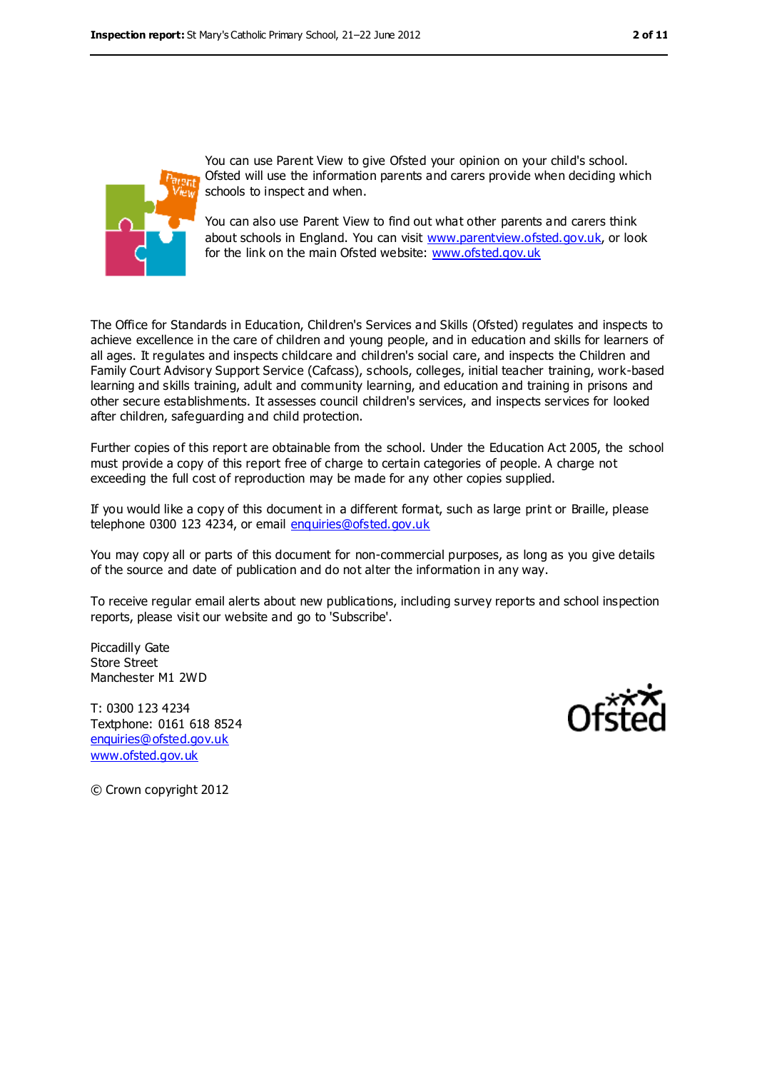You can use Parent View to give Ofsted your opinion on your child's school. Ofsted will use the information parents and carers provide when deciding which schools to inspect and when.

You can also use Parent View to find out what other parents and carers think about schools in England. You can visit www.parentview.ofsted.gov.uk, or look for the link on the main Ofsted website: www.ofsted.gov.uk

The Office for Standards in Education, Children's Services and Skills (Ofsted) regulates and inspects to achieve excellence in the care of children and young people, and in education and skills for learners of all ages. It regulates and inspects childcare and children's social care, and inspects the Children and Family Court Advisory Support Service (Cafcass), schools, colleges, initial teacher training, work-based learning and skills training, adult and community learning, and education and training in prisons and other secure establishments. It assesses council children's services, and inspects services for looked after children, safeguarding and child protection.

Further copies of this report are obtainable from the school. Under the Education Act 2005, the school must provide a copy of this report free of charge to certain categories of people. A charge not exceeding the full cost of reproduction may be made for any other copies supplied.

If you would like a copy of this document in a different format, such as large print or Braille, please telephone 0300 123 4234, or email enquiries@ofsted.gov.uk

You may copy all or parts of this document for non-commercial purposes, as long as you give details of the source and date of publication and do not alter the information in any way.

To receive regular email alerts about new publications, including survey reports and school inspection reports, please visit our website and go to 'Subscribe'.

Piccadilly Gate
Store Street
Manchester M1 2WD

T: 0300 123 4234
Textphone: 0161 618 8524
enquiries@ofsted.gov.uk
www.ofsted.gov.uk

© Crown copyright 2012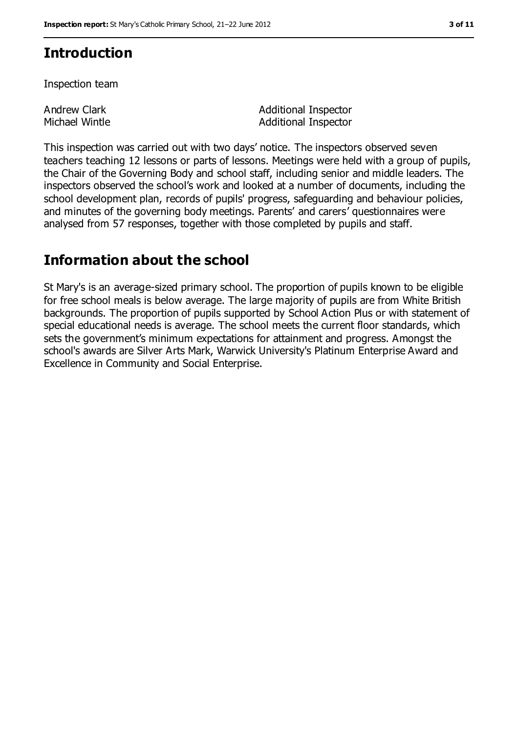## Introduction

Inspection team

| | |
|---|---|
| Andrew Clark | Additional Inspector |
| Michael Wintle | Additional Inspector |

This inspection was carried out with two days' notice. The inspectors observed seven teachers teaching 12 lessons or parts of lessons. Meetings were held with a group of pupils, the Chair of the Governing Body and school staff, including senior and middle leaders. The inspectors observed the school's work and looked at a number of documents, including the school development plan, records of pupils' progress, safeguarding and behaviour policies, and minutes of the governing body meetings. Parents' and carers' questionnaires were analysed from 57 responses, together with those completed by pupils and staff.

## Information about the school

St Mary's is an average-sized primary school. The proportion of pupils known to be eligible for free school meals is below average. The large majority of pupils are from White British backgrounds. The proportion of pupils supported by School Action Plus or with statement of special educational needs is average. The school meets the current floor standards, which sets the government's minimum expectations for attainment and progress. Amongst the school's awards are Silver Arts Mark, Warwick University's Platinum Enterprise Award and Excellence in Community and Social Enterprise.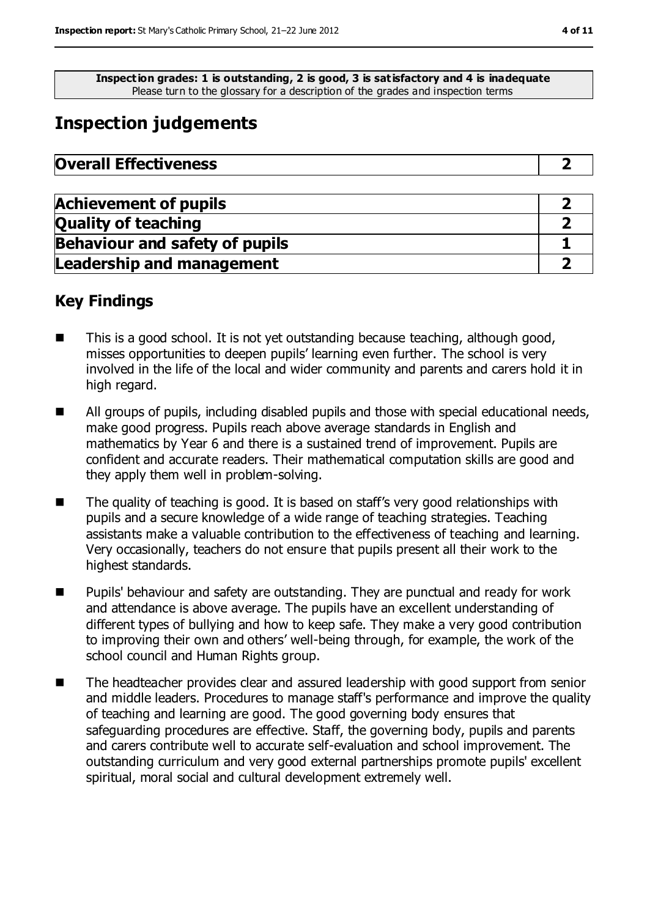**Inspection grades: 1 is outstanding, 2 is good, 3 is satisfactory and 4 is inadequate**
Please turn to the glossary for a description of the grades and inspection terms

# Inspection judgements

| **Overall Effectiveness** | **2** |
|---|---|

| | |
|---|---|
| **Achievement of pupils** | **2** |
| **Quality of teaching** | **2** |
| **Behaviour and safety of pupils** | **1** |
| **Leadership and management** | **2** |

## Key Findings

- This is a good school. It is not yet outstanding because teaching, although good, misses opportunities to deepen pupils' learning even further. The school is very involved in the life of the local and wider community and parents and carers hold it in high regard.
- All groups of pupils, including disabled pupils and those with special educational needs, make good progress. Pupils reach above average standards in English and mathematics by Year 6 and there is a sustained trend of improvement. Pupils are confident and accurate readers. Their mathematical computation skills are good and they apply them well in problem-solving.
- The quality of teaching is good. It is based on staff's very good relationships with pupils and a secure knowledge of a wide range of teaching strategies. Teaching assistants make a valuable contribution to the effectiveness of teaching and learning. Very occasionally, teachers do not ensure that pupils present all their work to the highest standards.
- Pupils' behaviour and safety are outstanding. They are punctual and ready for work and attendance is above average. The pupils have an excellent understanding of different types of bullying and how to keep safe. They make a very good contribution to improving their own and others' well-being through, for example, the work of the school council and Human Rights group.
- The headteacher provides clear and assured leadership with good support from senior and middle leaders. Procedures to manage staff's performance and improve the quality of teaching and learning are good. The good governing body ensures that safeguarding procedures are effective. Staff, the governing body, pupils and parents and carers contribute well to accurate self-evaluation and school improvement. The outstanding curriculum and very good external partnerships promote pupils' excellent spiritual, moral social and cultural development extremely well.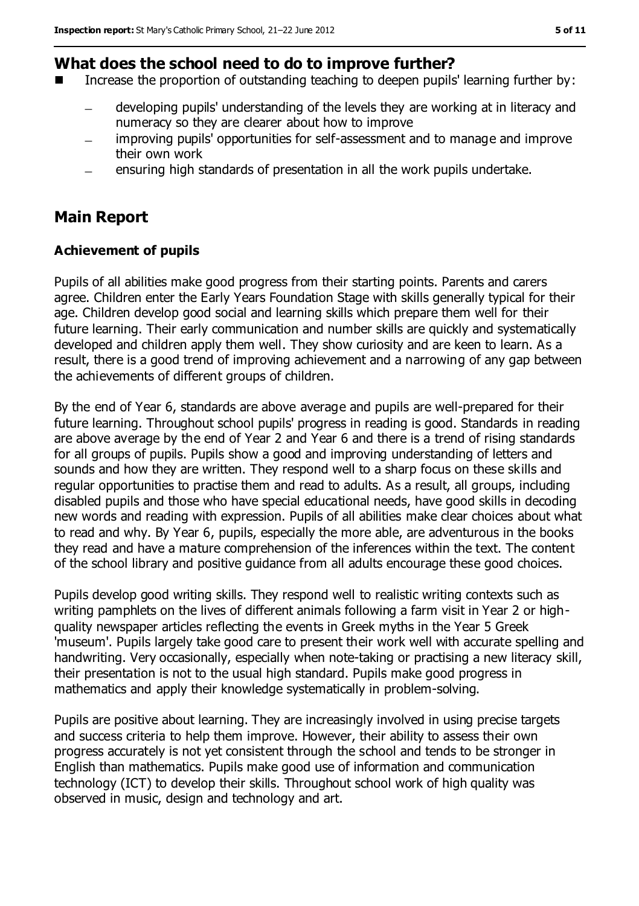## What does the school need to do to improve further?

- Increase the proportion of outstanding teaching to deepen pupils' learning further by:
  - developing pupils' understanding of the levels they are working at in literacy and numeracy so they are clearer about how to improve
  - improving pupils' opportunities for self-assessment and to manage and improve their own work
  - ensuring high standards of presentation in all the work pupils undertake.

## Main Report

### Achievement of pupils

Pupils of all abilities make good progress from their starting points. Parents and carers agree. Children enter the Early Years Foundation Stage with skills generally typical for their age. Children develop good social and learning skills which prepare them well for their future learning. Their early communication and number skills are quickly and systematically developed and children apply them well. They show curiosity and are keen to learn. As a result, there is a good trend of improving achievement and a narrowing of any gap between the achievements of different groups of children.

By the end of Year 6, standards are above average and pupils are well-prepared for their future learning. Throughout school pupils' progress in reading is good. Standards in reading are above average by the end of Year 2 and Year 6 and there is a trend of rising standards for all groups of pupils. Pupils show a good and improving understanding of letters and sounds and how they are written. They respond well to a sharp focus on these skills and regular opportunities to practise them and read to adults. As a result, all groups, including disabled pupils and those who have special educational needs, have good skills in decoding new words and reading with expression. Pupils of all abilities make clear choices about what to read and why. By Year 6, pupils, especially the more able, are adventurous in the books they read and have a mature comprehension of the inferences within the text. The content of the school library and positive guidance from all adults encourage these good choices.

Pupils develop good writing skills. They respond well to realistic writing contexts such as writing pamphlets on the lives of different animals following a farm visit in Year 2 or high-quality newspaper articles reflecting the events in Greek myths in the Year 5 Greek 'museum'. Pupils largely take good care to present their work well with accurate spelling and handwriting. Very occasionally, especially when note-taking or practising a new literacy skill, their presentation is not to the usual high standard. Pupils make good progress in mathematics and apply their knowledge systematically in problem-solving.

Pupils are positive about learning. They are increasingly involved in using precise targets and success criteria to help them improve. However, their ability to assess their own progress accurately is not yet consistent through the school and tends to be stronger in English than mathematics. Pupils make good use of information and communication technology (ICT) to develop their skills. Throughout school work of high quality was observed in music, design and technology and art.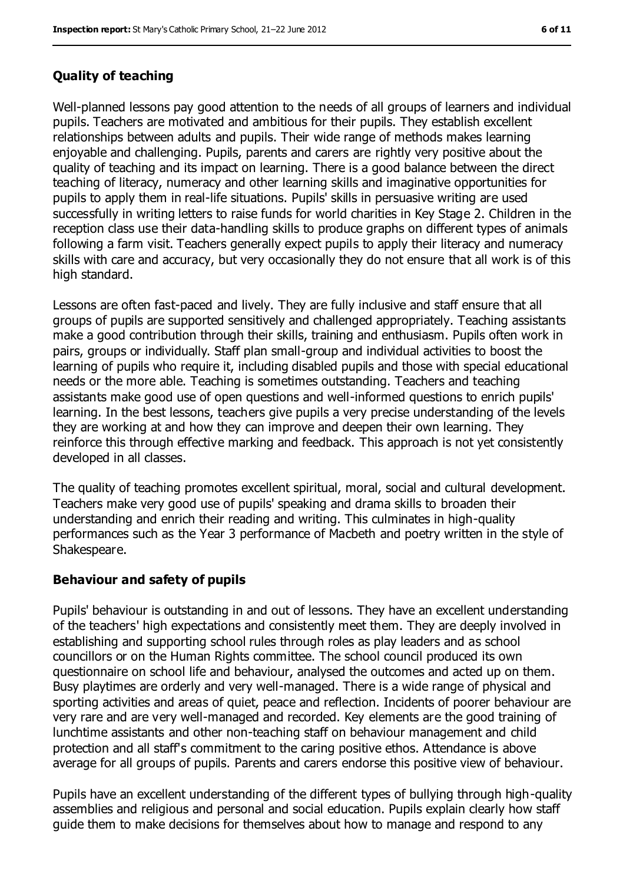## Quality of teaching

Well-planned lessons pay good attention to the needs of all groups of learners and individual pupils. Teachers are motivated and ambitious for their pupils. They establish excellent relationships between adults and pupils. Their wide range of methods makes learning enjoyable and challenging. Pupils, parents and carers are rightly very positive about the quality of teaching and its impact on learning. There is a good balance between the direct teaching of literacy, numeracy and other learning skills and imaginative opportunities for pupils to apply them in real-life situations. Pupils' skills in persuasive writing are used successfully in writing letters to raise funds for world charities in Key Stage 2. Children in the reception class use their data-handling skills to produce graphs on different types of animals following a farm visit. Teachers generally expect pupils to apply their literacy and numeracy skills with care and accuracy, but very occasionally they do not ensure that all work is of this high standard.

Lessons are often fast-paced and lively. They are fully inclusive and staff ensure that all groups of pupils are supported sensitively and challenged appropriately. Teaching assistants make a good contribution through their skills, training and enthusiasm. Pupils often work in pairs, groups or individually. Staff plan small-group and individual activities to boost the learning of pupils who require it, including disabled pupils and those with special educational needs or the more able. Teaching is sometimes outstanding. Teachers and teaching assistants make good use of open questions and well-informed questions to enrich pupils' learning. In the best lessons, teachers give pupils a very precise understanding of the levels they are working at and how they can improve and deepen their own learning. They reinforce this through effective marking and feedback. This approach is not yet consistently developed in all classes.

The quality of teaching promotes excellent spiritual, moral, social and cultural development. Teachers make very good use of pupils' speaking and drama skills to broaden their understanding and enrich their reading and writing. This culminates in high-quality performances such as the Year 3 performance of Macbeth and poetry written in the style of Shakespeare.

## Behaviour and safety of pupils

Pupils' behaviour is outstanding in and out of lessons. They have an excellent understanding of the teachers' high expectations and consistently meet them. They are deeply involved in establishing and supporting school rules through roles as play leaders and as school councillors or on the Human Rights committee. The school council produced its own questionnaire on school life and behaviour, analysed the outcomes and acted up on them. Busy playtimes are orderly and very well-managed. There is a wide range of physical and sporting activities and areas of quiet, peace and reflection. Incidents of poorer behaviour are very rare and are very well-managed and recorded. Key elements are the good training of lunchtime assistants and other non-teaching staff on behaviour management and child protection and all staff's commitment to the caring positive ethos. Attendance is above average for all groups of pupils. Parents and carers endorse this positive view of behaviour.

Pupils have an excellent understanding of the different types of bullying through high-quality assemblies and religious and personal and social education. Pupils explain clearly how staff guide them to make decisions for themselves about how to manage and respond to any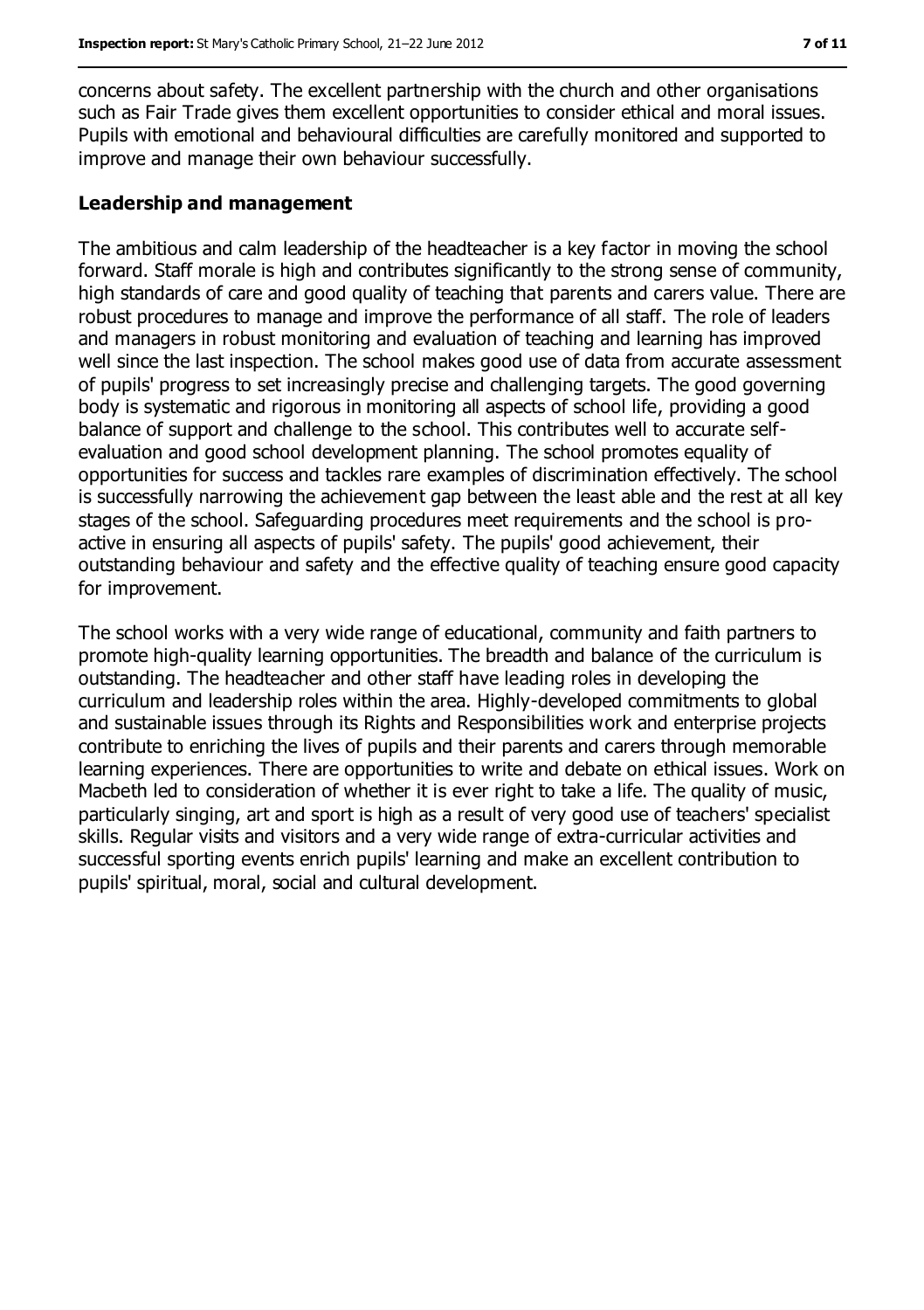concerns about safety. The excellent partnership with the church and other organisations such as Fair Trade gives them excellent opportunities to consider ethical and moral issues. Pupils with emotional and behavioural difficulties are carefully monitored and supported to improve and manage their own behaviour successfully.

### Leadership and management

The ambitious and calm leadership of the headteacher is a key factor in moving the school forward. Staff morale is high and contributes significantly to the strong sense of community, high standards of care and good quality of teaching that parents and carers value. There are robust procedures to manage and improve the performance of all staff. The role of leaders and managers in robust monitoring and evaluation of teaching and learning has improved well since the last inspection. The school makes good use of data from accurate assessment of pupils' progress to set increasingly precise and challenging targets. The good governing body is systematic and rigorous in monitoring all aspects of school life, providing a good balance of support and challenge to the school. This contributes well to accurate self-evaluation and good school development planning. The school promotes equality of opportunities for success and tackles rare examples of discrimination effectively. The school is successfully narrowing the achievement gap between the least able and the rest at all key stages of the school. Safeguarding procedures meet requirements and the school is pro-active in ensuring all aspects of pupils' safety. The pupils' good achievement, their outstanding behaviour and safety and the effective quality of teaching ensure good capacity for improvement.

The school works with a very wide range of educational, community and faith partners to promote high-quality learning opportunities. The breadth and balance of the curriculum is outstanding. The headteacher and other staff have leading roles in developing the curriculum and leadership roles within the area. Highly-developed commitments to global and sustainable issues through its Rights and Responsibilities work and enterprise projects contribute to enriching the lives of pupils and their parents and carers through memorable learning experiences. There are opportunities to write and debate on ethical issues. Work on Macbeth led to consideration of whether it is ever right to take a life. The quality of music, particularly singing, art and sport is high as a result of very good use of teachers' specialist skills. Regular visits and visitors and a very wide range of extra-curricular activities and successful sporting events enrich pupils' learning and make an excellent contribution to pupils' spiritual, moral, social and cultural development.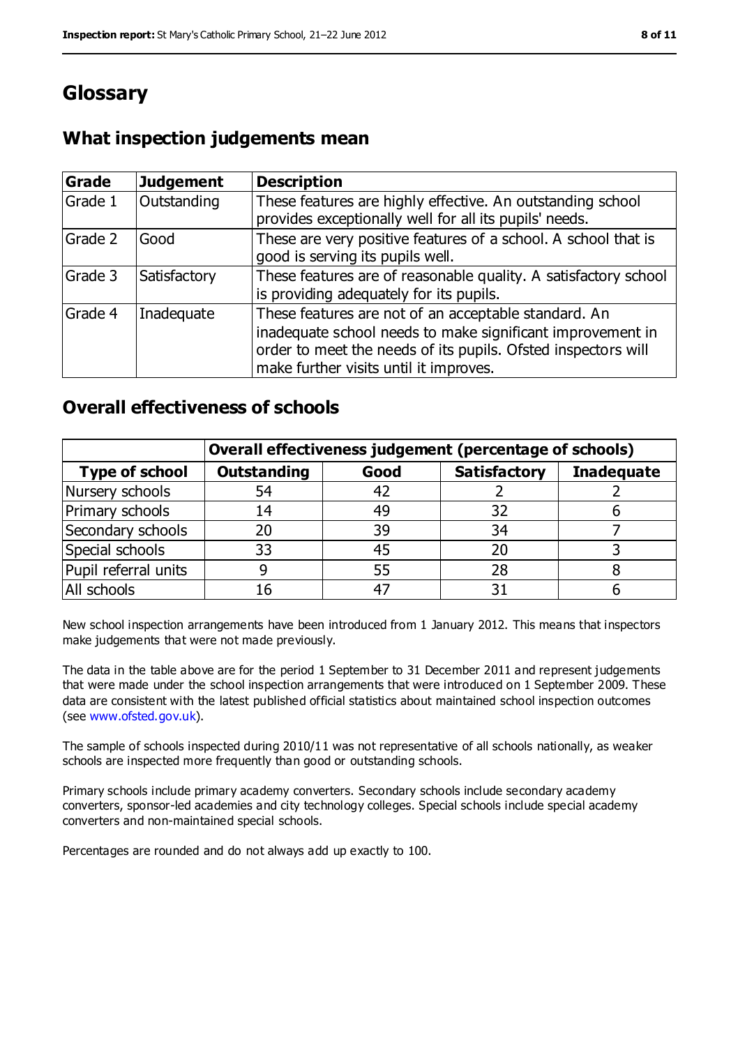# Glossary

## What inspection judgements mean

| Grade | Judgement | Description |
|---|---|---|
| Grade 1 | Outstanding | These features are highly effective. An outstanding school provides exceptionally well for all its pupils' needs. |
| Grade 2 | Good | These are very positive features of a school. A school that is good is serving its pupils well. |
| Grade 3 | Satisfactory | These features are of reasonable quality. A satisfactory school is providing adequately for its pupils. |
| Grade 4 | Inadequate | These features are not of an acceptable standard. An inadequate school needs to make significant improvement in order to meet the needs of its pupils. Ofsted inspectors will make further visits until it improves. |

## Overall effectiveness of schools

| | Overall effectiveness judgement (percentage of schools) | | | |
|---|---|---|---|---|
| **Type of school** | **Outstanding** | **Good** | **Satisfactory** | **Inadequate** |
| Nursery schools | 54 | 42 | 2 | 2 |
| Primary schools | 14 | 49 | 32 | 6 |
| Secondary schools | 20 | 39 | 34 | 7 |
| Special schools | 33 | 45 | 20 | 3 |
| Pupil referral units | 9 | 55 | 28 | 8 |
| All schools | 16 | 47 | 31 | 6 |

New school inspection arrangements have been introduced from 1 January 2012. This means that inspectors make judgements that were not made previously.

The data in the table above are for the period 1 September to 31 December 2011 and represent judgements that were made under the school inspection arrangements that were introduced on 1 September 2009. These data are consistent with the latest published official statistics about maintained school inspection outcomes (see www.ofsted.gov.uk).

The sample of schools inspected during 2010/11 was not representative of all schools nationally, as weaker schools are inspected more frequently than good or outstanding schools.

Primary schools include primary academy converters. Secondary schools include secondary academy converters, sponsor-led academies and city technology colleges. Special schools include special academy converters and non-maintained special schools.

Percentages are rounded and do not always add up exactly to 100.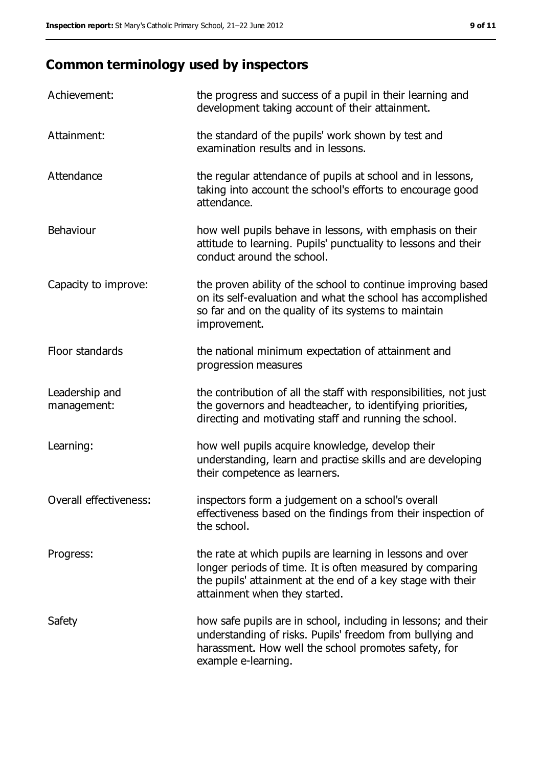## Common terminology used by inspectors

| | |
|---|---|
| Achievement: | the progress and success of a pupil in their learning and development taking account of their attainment. |
| Attainment: | the standard of the pupils' work shown by test and examination results and in lessons. |
| Attendance | the regular attendance of pupils at school and in lessons, taking into account the school's efforts to encourage good attendance. |
| Behaviour | how well pupils behave in lessons, with emphasis on their attitude to learning. Pupils' punctuality to lessons and their conduct around the school. |
| Capacity to improve: | the proven ability of the school to continue improving based on its self-evaluation and what the school has accomplished so far and on the quality of its systems to maintain improvement. |
| Floor standards | the national minimum expectation of attainment and progression measures |
| Leadership and management: | the contribution of all the staff with responsibilities, not just the governors and headteacher, to identifying priorities, directing and motivating staff and running the school. |
| Learning: | how well pupils acquire knowledge, develop their understanding, learn and practise skills and are developing their competence as learners. |
| Overall effectiveness: | inspectors form a judgement on a school's overall effectiveness based on the findings from their inspection of the school. |
| Progress: | the rate at which pupils are learning in lessons and over longer periods of time. It is often measured by comparing the pupils' attainment at the end of a key stage with their attainment when they started. |
| Safety | how safe pupils are in school, including in lessons; and their understanding of risks. Pupils' freedom from bullying and harassment. How well the school promotes safety, for example e-learning. |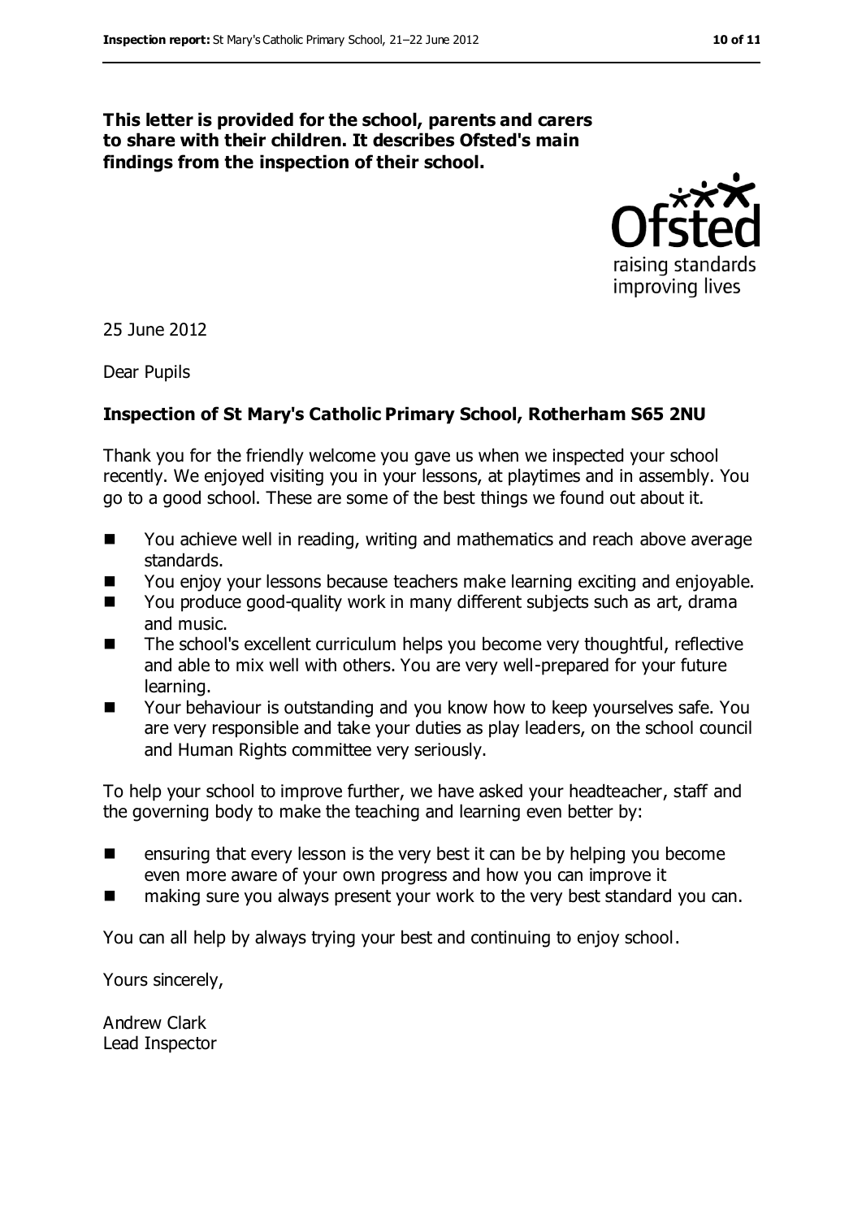**This letter is provided for the school, parents and carers to share with their children. It describes Ofsted's main findings from the inspection of their school.**

25 June 2012

Dear Pupils

**Inspection of St Mary's Catholic Primary School, Rotherham S65 2NU**

Thank you for the friendly welcome you gave us when we inspected your school recently. We enjoyed visiting you in your lessons, at playtimes and in assembly. You go to a good school. These are some of the best things we found out about it.

- You achieve well in reading, writing and mathematics and reach above average standards.
- You enjoy your lessons because teachers make learning exciting and enjoyable.
- You produce good-quality work in many different subjects such as art, drama and music.
- The school's excellent curriculum helps you become very thoughtful, reflective and able to mix well with others. You are very well-prepared for your future learning.
- Your behaviour is outstanding and you know how to keep yourselves safe. You are very responsible and take your duties as play leaders, on the school council and Human Rights committee very seriously.

To help your school to improve further, we have asked your headteacher, staff and the governing body to make the teaching and learning even better by:

- ensuring that every lesson is the very best it can be by helping you become even more aware of your own progress and how you can improve it
- making sure you always present your work to the very best standard you can.

You can all help by always trying your best and continuing to enjoy school.

Yours sincerely,

Andrew Clark
Lead Inspector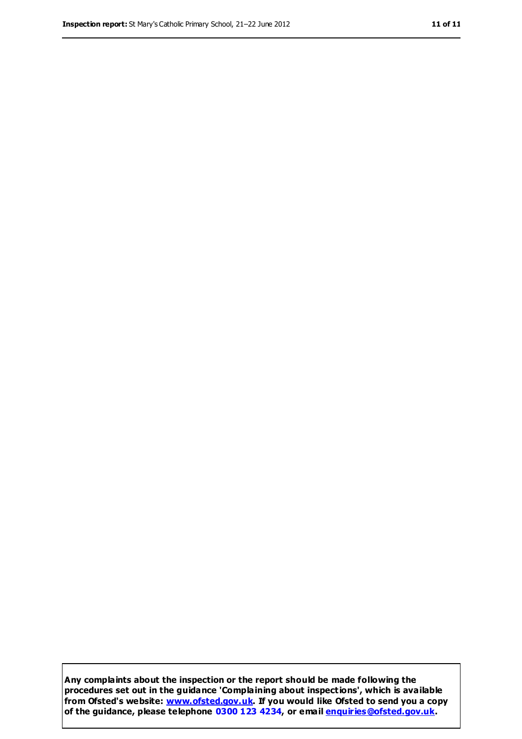**Any complaints about the inspection or the report should be made following the procedures set out in the guidance 'Complaining about inspections', which is available from Ofsted's website: [www.ofsted.gov.uk](http://www.ofsted.gov.uk). If you would like Ofsted to send you a copy of the guidance, please telephone 0300 123 4234, or email [enquiries@ofsted.gov.uk](mailto:enquiries@ofsted.gov.uk).**